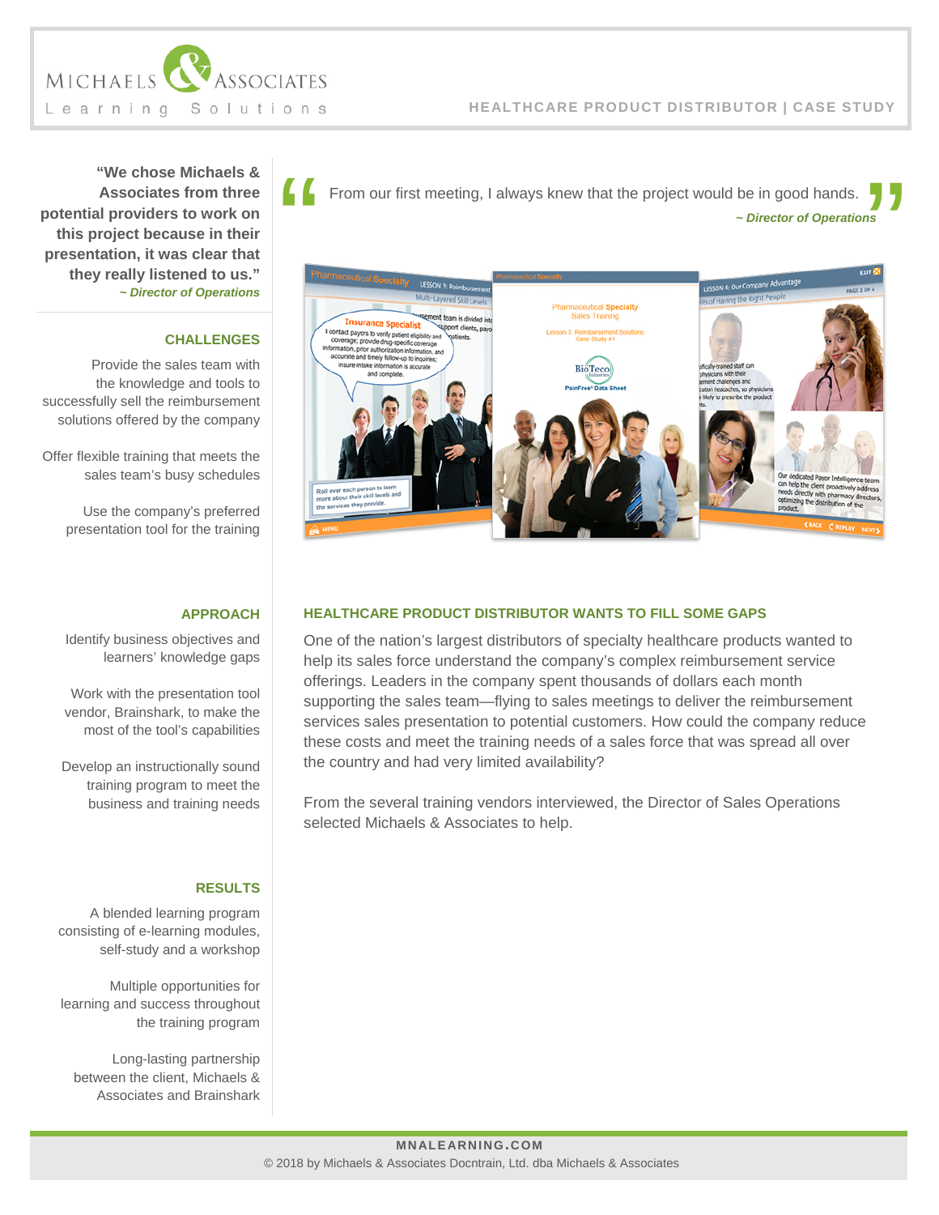MICHAELS & ASSOCIATES
Learning Solutions

HEALTHCARE PRODUCT DISTRIBUTOR | CASE STUDY

**"We chose Michaels & Associates from three potential providers to work on this project because in their presentation, it was clear that they really listened to us."**
*~ Director of Operations*

## CHALLENGES

Provide the sales team with the knowledge and tools to successfully sell the reimbursement solutions offered by the company

Offer flexible training that meets the sales team's busy schedules

Use the company's preferred presentation tool for the training

## APPROACH

Identify business objectives and learners' knowledge gaps

Work with the presentation tool vendor, Brainshark, to make the most of the tool's capabilities

Develop an instructionally sound training program to meet the business and training needs

## RESULTS

A blended learning program consisting of e-learning modules, self-study and a workshop

Multiple opportunities for learning and success throughout the training program

Long-lasting partnership between the client, Michaels & Associates and Brainshark

> "From our first meeting, I always knew that the project would be in good hands."
> *~ Director of Operations*

## HEALTHCARE PRODUCT DISTRIBUTOR WANTS TO FILL SOME GAPS

One of the nation's largest distributors of specialty healthcare products wanted to help its sales force understand the company's complex reimbursement service offerings. Leaders in the company spent thousands of dollars each month supporting the sales team—flying to sales meetings to deliver the reimbursement services sales presentation to potential customers. How could the company reduce these costs and meet the training needs of a sales force that was spread all over the country and had very limited availability?

From the several training vendors interviewed, the Director of Sales Operations selected Michaels & Associates to help.

MNALEARNING.COM
© 2018 by Michaels & Associates Docntrain, Ltd. dba Michaels & Associates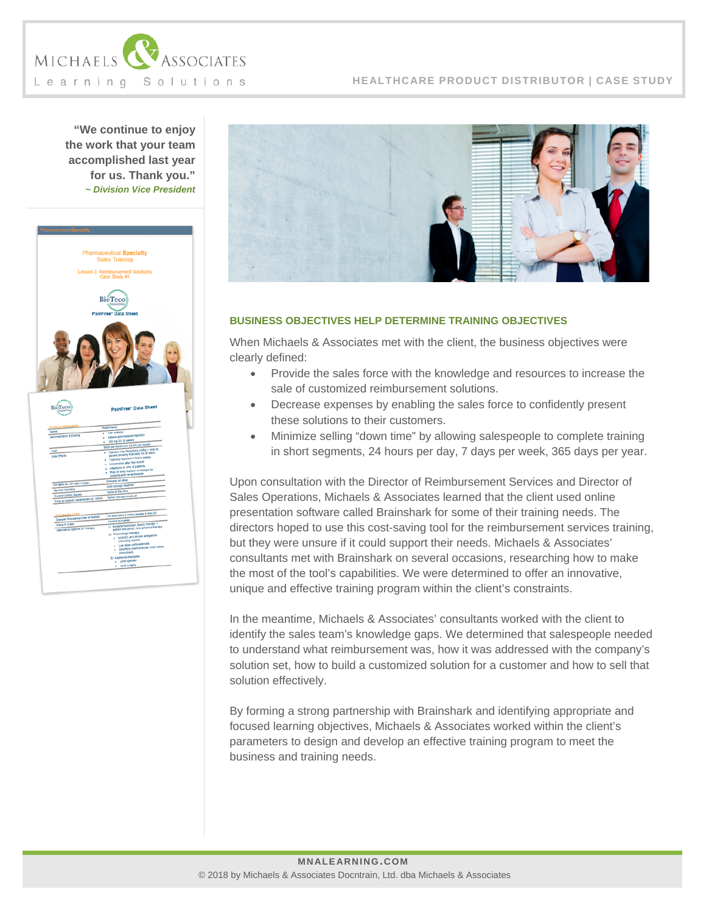“We continue to enjoy the work that your team accomplished last year for us. Thank you.”
*~ Division Vice President*

## BUSINESS OBJECTIVES HELP DETERMINE TRAINING OBJECTIVES

When Michaels & Associates met with the client, the business objectives were clearly defined:

- Provide the sales force with the knowledge and resources to increase the sale of customized reimbursement solutions.
- Decrease expenses by enabling the sales force to confidently present these solutions to their customers.
- Minimize selling “down time” by allowing salespeople to complete training in short segments, 24 hours per day, 7 days per week, 365 days per year.

Upon consultation with the Director of Reimbursement Services and Director of Sales Operations, Michaels & Associates learned that the client used online presentation software called Brainshark for some of their training needs. The directors hoped to use this cost-saving tool for the reimbursement services training, but they were unsure if it could support their needs. Michaels & Associates’ consultants met with Brainshark on several occasions, researching how to make the most of the tool’s capabilities. We were determined to offer an innovative, unique and effective training program within the client’s constraints.

In the meantime, Michaels & Associates’ consultants worked with the client to identify the sales team’s knowledge gaps. We determined that salespeople needed to understand what reimbursement was, how it was addressed with the company’s solution set, how to build a customized solution for a customer and how to sell that solution effectively.

By forming a strong partnership with Brainshark and identifying appropriate and focused learning objectives, Michaels & Associates worked within the client’s parameters to design and develop an effective training program to meet the business and training needs.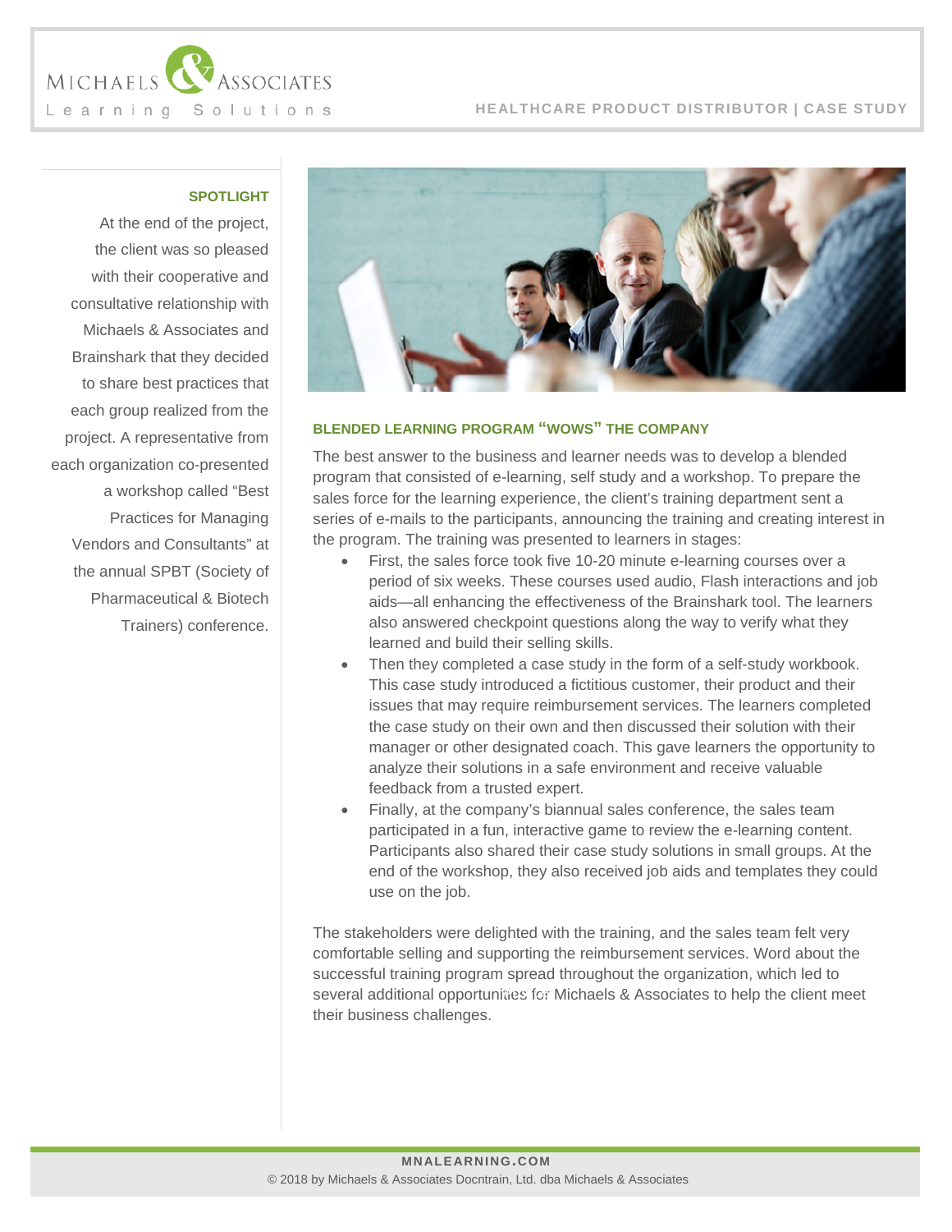## SPOTLIGHT

At the end of the project, the client was so pleased with their cooperative and consultative relationship with Michaels & Associates and Brainshark that they decided to share best practices that each group realized from the project. A representative from each organization co-presented a workshop called "Best Practices for Managing Vendors and Consultants" at the annual SPBT (Society of Pharmaceutical & Biotech Trainers) conference.

## BLENDED LEARNING PROGRAM "WOWS" THE COMPANY

The best answer to the business and learner needs was to develop a blended program that consisted of e-learning, self study and a workshop. To prepare the sales force for the learning experience, the client's training department sent a series of e-mails to the participants, announcing the training and creating interest in the program. The training was presented to learners in stages:

- First, the sales force took five 10-20 minute e-learning courses over a period of six weeks. These courses used audio, Flash interactions and job aids—all enhancing the effectiveness of the Brainshark tool. The learners also answered checkpoint questions along the way to verify what they learned and build their selling skills.
- Then they completed a case study in the form of a self-study workbook. This case study introduced a fictitious customer, their product and their issues that may require reimbursement services. The learners completed the case study on their own and then discussed their solution with their manager or other designated coach. This gave learners the opportunity to analyze their solutions in a safe environment and receive valuable feedback from a trusted expert.
- Finally, at the company's biannual sales conference, the sales team participated in a fun, interactive game to review the e-learning content. Participants also shared their case study solutions in small groups. At the end of the workshop, they also received job aids and templates they could use on the job.

The stakeholders were delighted with the training, and the sales team felt very comfortable selling and supporting the reimbursement services. Word about the successful training program spread throughout the organization, which led to several additional opportunities for Michaels & Associates to help the client meet their business challenges.